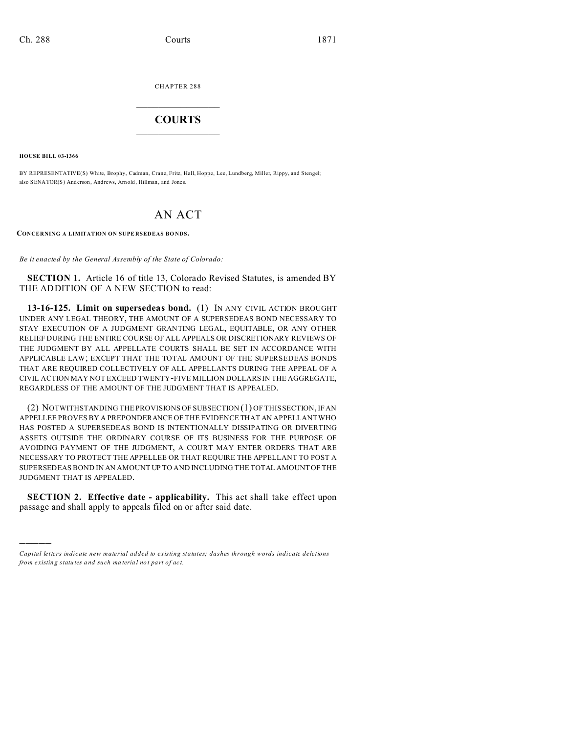CHAPTER 288

# COURTS

**HOUSE BILL 03-1366**

BY REPRESENTATIVE(S) White, Brophy, Cadman, Crane, Fritz, Hall, Hoppe, Lee, Lundberg, Miller, Rippy, and Stengel; also SENATOR(S) Anderson, Andrews, Arnold, Hillman, and Jones.

## AN ACT

**CONCERNING A LIMITATION ON SUPERSEDEAS BONDS.**

*Be it enacted by the General Assembly of the State of Colorado:*

**SECTION 1.** Article 16 of title 13, Colorado Revised Statutes, is amended BY THE ADDITION OF A NEW SECTION to read:

**13-16-125. Limit on supersedeas bond.** (1) IN ANY CIVIL ACTION BROUGHT UNDER ANY LEGAL THEORY, THE AMOUNT OF A SUPERSEDEAS BOND NECESSARY TO STAY EXECUTION OF A JUDGMENT GRANTING LEGAL, EQUITABLE, OR ANY OTHER RELIEF DURING THE ENTIRE COURSE OF ALL APPEALS OR DISCRETIONARY REVIEWS OF THE JUDGMENT BY ALL APPELLATE COURTS SHALL BE SET IN ACCORDANCE WITH APPLICABLE LAW; EXCEPT THAT THE TOTAL AMOUNT OF THE SUPERSEDEAS BONDS THAT ARE REQUIRED COLLECTIVELY OF ALL APPELLANTS DURING THE APPEAL OF A CIVIL ACTION MAY NOT EXCEED TWENTY-FIVE MILLION DOLLARS IN THE AGGREGATE, REGARDLESS OF THE AMOUNT OF THE JUDGMENT THAT IS APPEALED.

(2) NOTWITHSTANDING THE PROVISIONS OF SUBSECTION (1) OF THIS SECTION, IF AN APPELLEE PROVES BY A PREPONDERANCE OF THE EVIDENCE THAT AN APPELLANT WHO HAS POSTED A SUPERSEDEAS BOND IS INTENTIONALLY DISSIPATING OR DIVERTING ASSETS OUTSIDE THE ORDINARY COURSE OF ITS BUSINESS FOR THE PURPOSE OF AVOIDING PAYMENT OF THE JUDGMENT, A COURT MAY ENTER ORDERS THAT ARE NECESSARY TO PROTECT THE APPELLEE OR THAT REQUIRE THE APPELLANT TO POST A SUPERSEDEAS BOND IN AN AMOUNT UP TO AND INCLUDING THE TOTAL AMOUNT OF THE JUDGMENT THAT IS APPEALED.

**SECTION 2. Effective date - applicability.** This act shall take effect upon passage and shall apply to appeals filed on or after said date.

---

*Capital letters indicate new material added to existing statutes; dashes through words indicate deletions from existing statutes and such material not part of act.*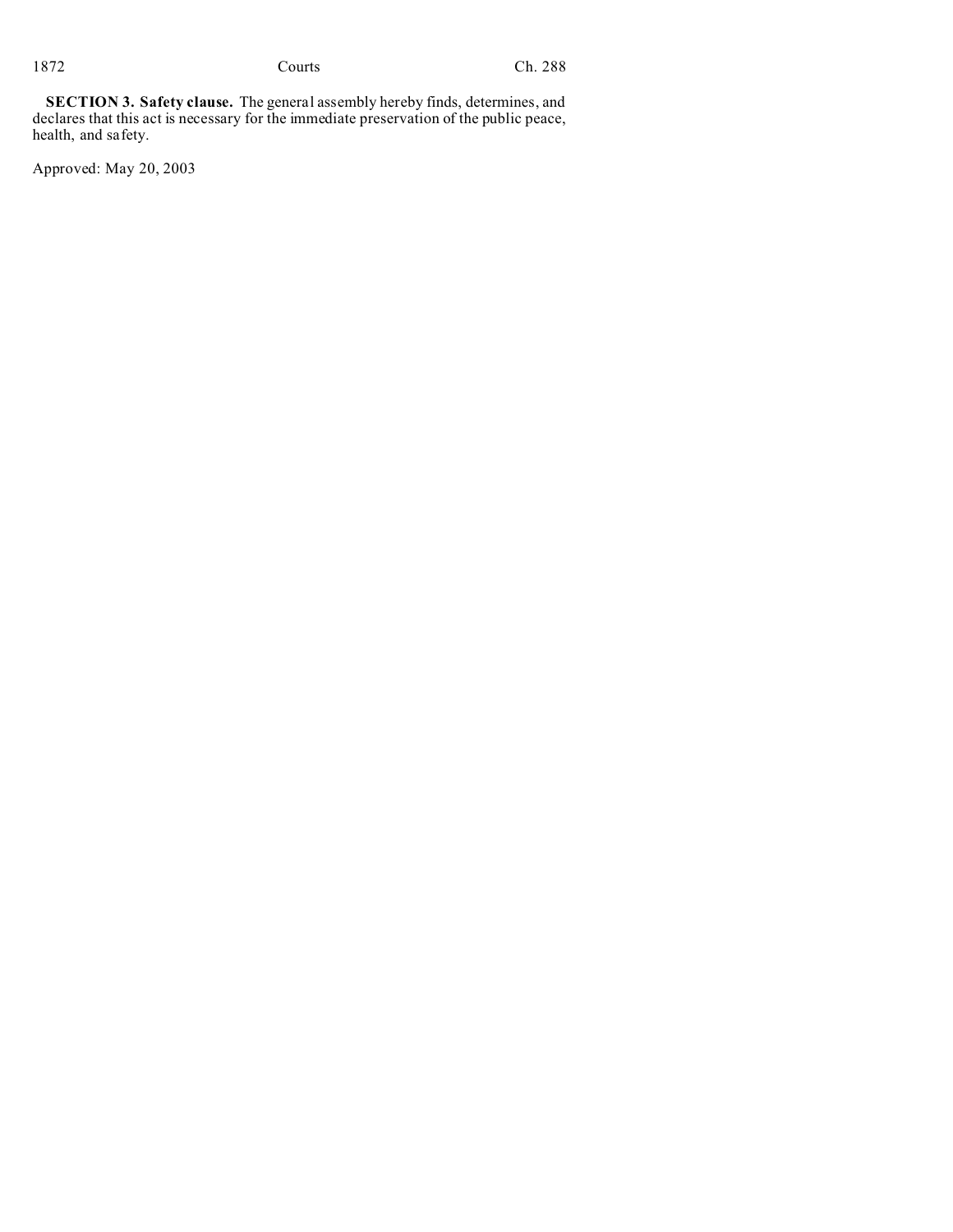**SECTION 3. Safety clause.** The general assembly hereby finds, determines, and declares that this act is necessary for the immediate preservation of the public peace, health, and safety.

Approved: May 20, 2003